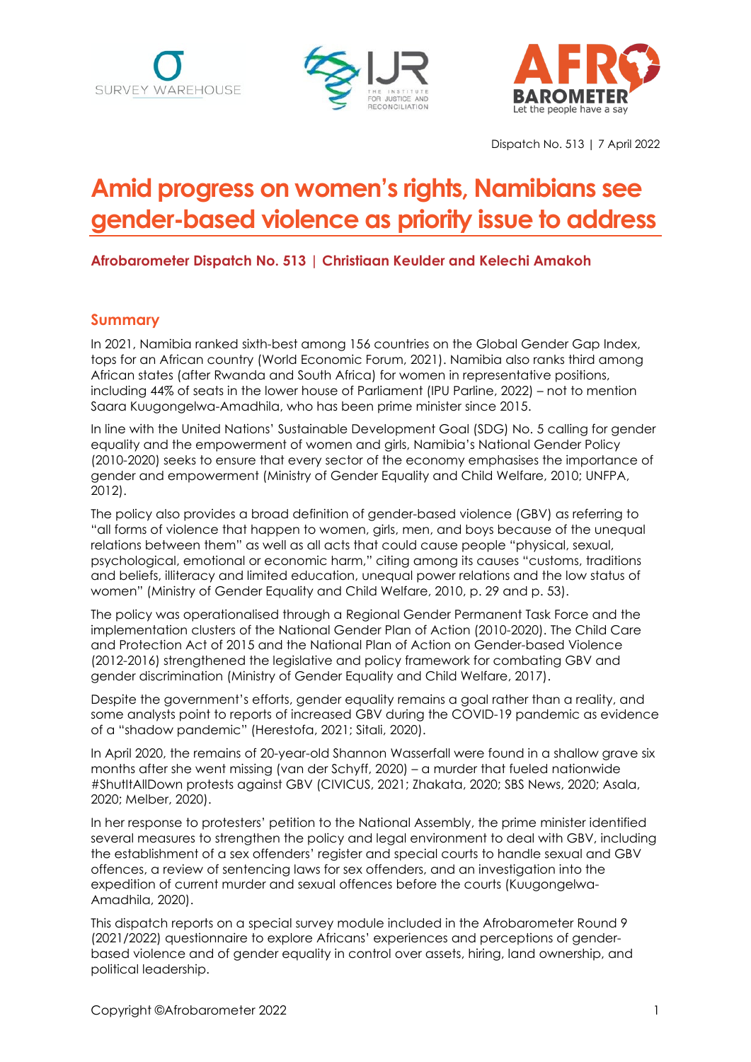Dispatch No. 513 | 7 April 2022

# Amid progress on women's rights, Namibians see gender-based violence as priority issue to address

**Afrobarometer Dispatch No. 513 | Christiaan Keulder and Kelechi Amakoh**

## Summary

In 2021, Namibia ranked sixth-best among 156 countries on the Global Gender Gap Index, tops for an African country (World Economic Forum, 2021). Namibia also ranks third among African states (after Rwanda and South Africa) for women in representative positions, including 44% of seats in the lower house of Parliament (IPU Parline, 2022) – not to mention Saara Kuugongelwa-Amadhila, who has been prime minister since 2015.

In line with the United Nations' Sustainable Development Goal (SDG) No. 5 calling for gender equality and the empowerment of women and girls, Namibia's National Gender Policy (2010-2020) seeks to ensure that every sector of the economy emphasises the importance of gender and empowerment (Ministry of Gender Equality and Child Welfare, 2010; UNFPA, 2012).

The policy also provides a broad definition of gender-based violence (GBV) as referring to "all forms of violence that happen to women, girls, men, and boys because of the unequal relations between them" as well as all acts that could cause people "physical, sexual, psychological, emotional or economic harm," citing among its causes "customs, traditions and beliefs, illiteracy and limited education, unequal power relations and the low status of women" (Ministry of Gender Equality and Child Welfare, 2010, p. 29 and p. 53).

The policy was operationalised through a Regional Gender Permanent Task Force and the implementation clusters of the National Gender Plan of Action (2010-2020). The Child Care and Protection Act of 2015 and the National Plan of Action on Gender-based Violence (2012-2016) strengthened the legislative and policy framework for combating GBV and gender discrimination (Ministry of Gender Equality and Child Welfare, 2017).

Despite the government's efforts, gender equality remains a goal rather than a reality, and some analysts point to reports of increased GBV during the COVID-19 pandemic as evidence of a "shadow pandemic" (Herestofa, 2021; Sitali, 2020).

In April 2020, the remains of 20-year-old Shannon Wasserfall were found in a shallow grave six months after she went missing (van der Schyff, 2020) – a murder that fueled nationwide #ShutItAllDown protests against GBV (CIVICUS, 2021; Zhakata, 2020; SBS News, 2020; Asala, 2020; Melber, 2020).

In her response to protesters' petition to the National Assembly, the prime minister identified several measures to strengthen the policy and legal environment to deal with GBV, including the establishment of a sex offenders' register and special courts to handle sexual and GBV offences, a review of sentencing laws for sex offenders, and an investigation into the expedition of current murder and sexual offences before the courts (Kuugongelwa-Amadhila, 2020).

This dispatch reports on a special survey module included in the Afrobarometer Round 9 (2021/2022) questionnaire to explore Africans' experiences and perceptions of gender-based violence and of gender equality in control over assets, hiring, land ownership, and political leadership.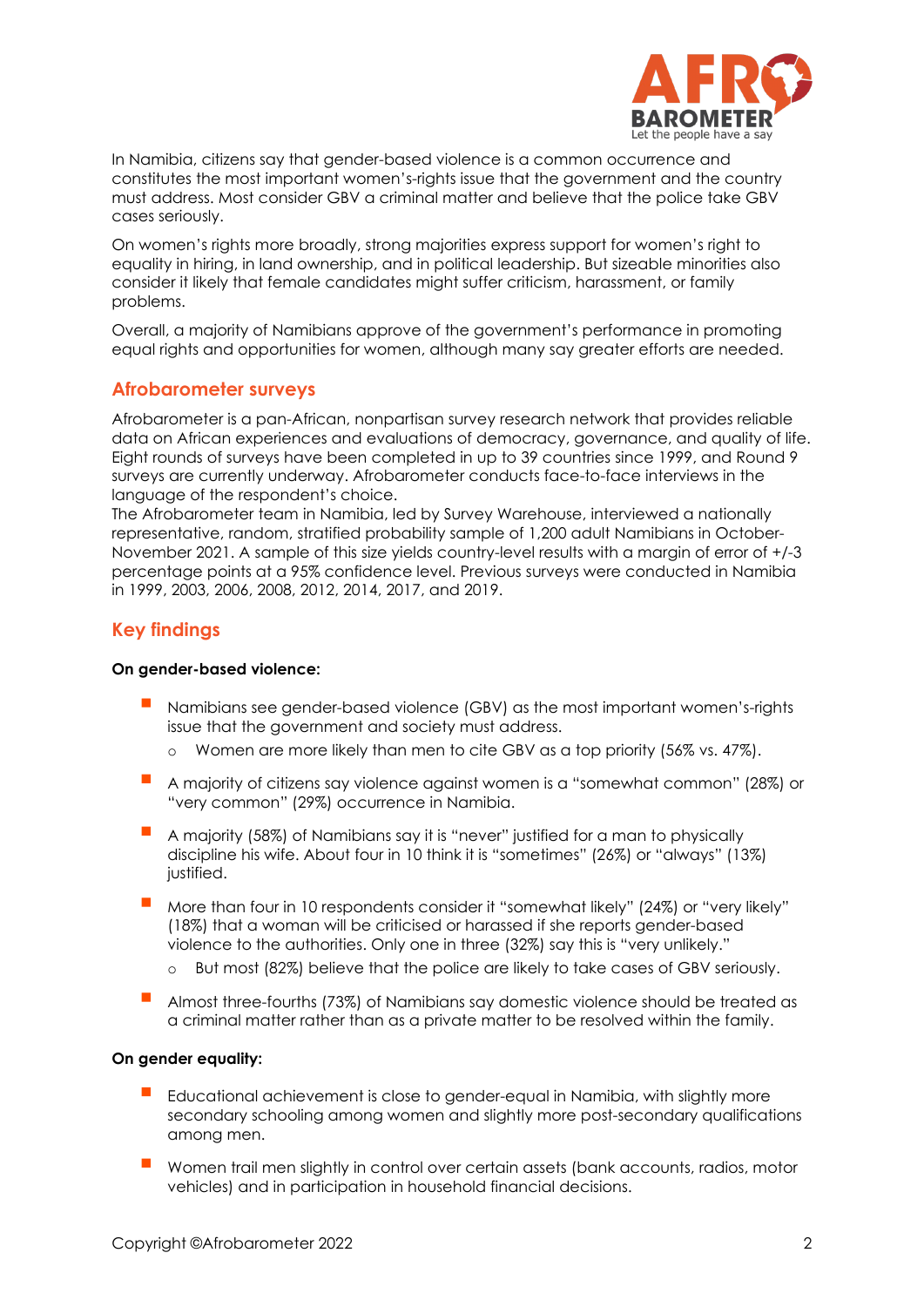In Namibia, citizens say that gender-based violence is a common occurrence and constitutes the most important women's-rights issue that the government and the country must address. Most consider GBV a criminal matter and believe that the police take GBV cases seriously.

On women's rights more broadly, strong majorities express support for women's right to equality in hiring, in land ownership, and in political leadership. But sizeable minorities also consider it likely that female candidates might suffer criticism, harassment, or family problems.

Overall, a majority of Namibians approve of the government's performance in promoting equal rights and opportunities for women, although many say greater efforts are needed.

## Afrobarometer surveys

Afrobarometer is a pan-African, nonpartisan survey research network that provides reliable data on African experiences and evaluations of democracy, governance, and quality of life. Eight rounds of surveys have been completed in up to 39 countries since 1999, and Round 9 surveys are currently underway. Afrobarometer conducts face-to-face interviews in the language of the respondent's choice.

The Afrobarometer team in Namibia, led by Survey Warehouse, interviewed a nationally representative, random, stratified probability sample of 1,200 adult Namibians in October-November 2021. A sample of this size yields country-level results with a margin of error of +/-3 percentage points at a 95% confidence level. Previous surveys were conducted in Namibia in 1999, 2003, 2006, 2008, 2012, 2014, 2017, and 2019.

## Key findings

**On gender-based violence:**

- Namibians see gender-based violence (GBV) as the most important women's-rights issue that the government and society must address.
  - Women are more likely than men to cite GBV as a top priority (56% vs. 47%).
- A majority of citizens say violence against women is a "somewhat common" (28%) or "very common" (29%) occurrence in Namibia.
- A majority (58%) of Namibians say it is "never" justified for a man to physically discipline his wife. About four in 10 think it is "sometimes" (26%) or "always" (13%) justified.
- More than four in 10 respondents consider it "somewhat likely" (24%) or "very likely" (18%) that a woman will be criticised or harassed if she reports gender-based violence to the authorities. Only one in three (32%) say this is "very unlikely."
  - But most (82%) believe that the police are likely to take cases of GBV seriously.
- Almost three-fourths (73%) of Namibians say domestic violence should be treated as a criminal matter rather than as a private matter to be resolved within the family.

**On gender equality:**

- Educational achievement is close to gender-equal in Namibia, with slightly more secondary schooling among women and slightly more post-secondary qualifications among men.
- Women trail men slightly in control over certain assets (bank accounts, radios, motor vehicles) and in participation in household financial decisions.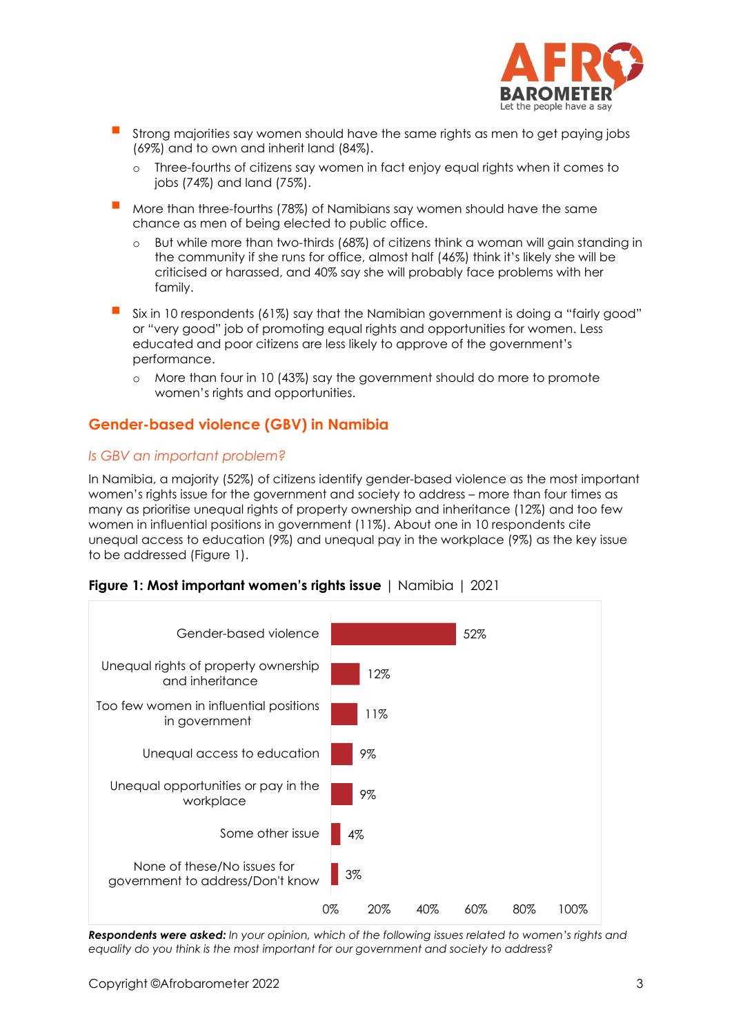- Strong majorities say women should have the same rights as men to get paying jobs (69%) and to own and inherit land (84%).
  - Three-fourths of citizens say women in fact enjoy equal rights when it comes to jobs (74%) and land (75%).
- More than three-fourths (78%) of Namibians say women should have the same chance as men of being elected to public office.
  - But while more than two-thirds (68%) of citizens think a woman will gain standing in the community if she runs for office, almost half (46%) think it's likely she will be criticised or harassed, and 40% say she will probably face problems with her family.
- Six in 10 respondents (61%) say that the Namibian government is doing a "fairly good" or "very good" job of promoting equal rights and opportunities for women. Less educated and poor citizens are less likely to approve of the government's performance.
  - More than four in 10 (43%) say the government should do more to promote women's rights and opportunities.

## Gender-based violence (GBV) in Namibia

### *Is GBV an important problem?*

In Namibia, a majority (52%) of citizens identify gender-based violence as the most important women's rights issue for the government and society to address – more than four times as many as prioritise unequal rights of property ownership and inheritance (12%) and too few women in influential positions in government (11%). About one in 10 respondents cite unequal access to education (9%) and unequal pay in the workplace (9%) as the key issue to be addressed (Figure 1).

**Figure 1: Most important women's rights issue** | Namibia | 2021

| Issue | % |
|---|---|
| Gender-based violence | 52% |
| Unequal rights of property ownership and inheritance | 12% |
| Too few women in influential positions in government | 11% |
| Unequal access to education | 9% |
| Unequal opportunities or pay in the workplace | 9% |
| Some other issue | 4% |
| None of these/No issues for government to address/Don't know | 3% |

***Respondents were asked:*** *In your opinion, which of the following issues related to women's rights and equality do you think is the most important for our government and society to address?*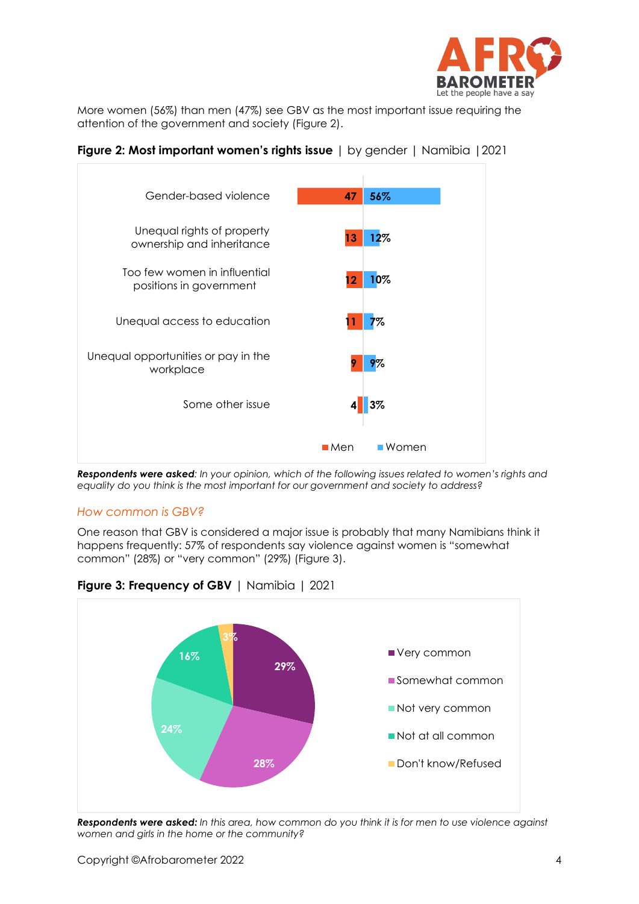More women (56%) than men (47%) see GBV as the most important issue requiring the attention of the government and society (Figure 2).

**Figure 2: Most important women's rights issue** | by gender | Namibia | 2021

| Issue | Men | Women |
|---|---|---|
| Gender-based violence | 47 | 56% |
| Unequal rights of property ownership and inheritance | 13 | 12% |
| Too few women in influential positions in government | 12 | 10% |
| Unequal access to education | 11 | 7% |
| Unequal opportunities or pay in the workplace | 9 | 9% |
| Some other issue | 4 | 3% |

***Respondents were asked****: In your opinion, which of the following issues related to women's rights and equality do you think is the most important for our government and society to address?*

### *How common is GBV?*

One reason that GBV is considered a major issue is probably that many Namibians think it happens frequently: 57% of respondents say violence against women is "somewhat common" (28%) or "very common" (29%) (Figure 3).

**Figure 3: Frequency of GBV** | Namibia | 2021

| Response | % |
|---|---|
| Very common | 29% |
| Somewhat common | 28% |
| Not very common | 24% |
| Not at all common | 16% |
| Don't know/Refused | 3% |

***Respondents were asked:*** *In this area, how common do you think it is for men to use violence against women and girls in the home or the community?*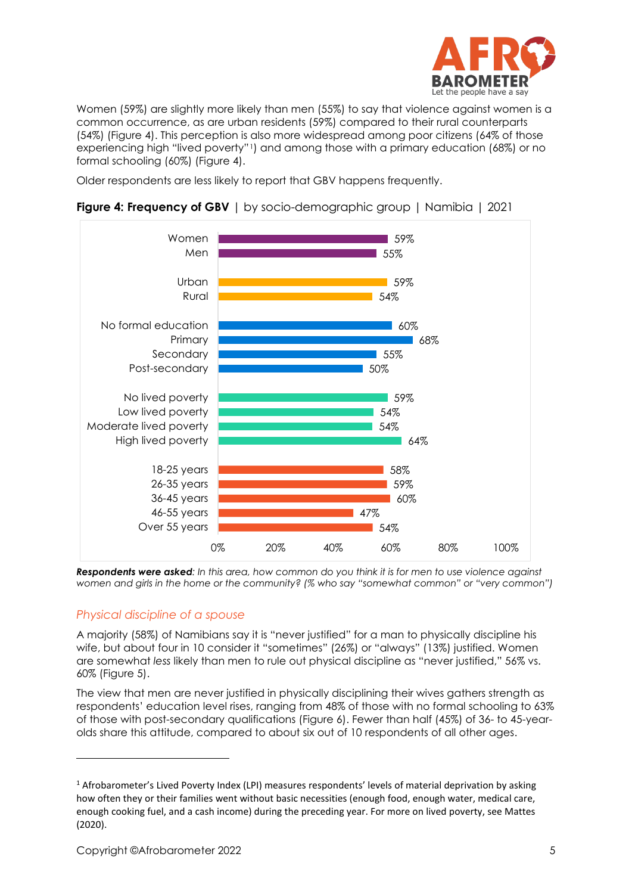Women (59%) are slightly more likely than men (55%) to say that violence against women is a common occurrence, as are urban residents (59%) compared to their rural counterparts (54%) (Figure 4). This perception is also more widespread among poor citizens (64% of those experiencing high "lived poverty"[1]) and among those with a primary education (68%) or no formal schooling (60%) (Figure 4).

Older respondents are less likely to report that GBV happens frequently.

**Figure 4: Frequency of GBV** | by socio-demographic group | Namibia | 2021

| Group | % |
|---|---|
| Women | 59% |
| Men | 55% |
| Urban | 59% |
| Rural | 54% |
| No formal education | 60% |
| Primary | 68% |
| Secondary | 55% |
| Post-secondary | 50% |
| No lived poverty | 59% |
| Low lived poverty | 54% |
| Moderate lived poverty | 54% |
| High lived poverty | 64% |
| 18-25 years | 58% |
| 26-35 years | 59% |
| 36-45 years | 60% |
| 46-55 years | 47% |
| Over 55 years | 54% |

***Respondents were asked**: In this area, how common do you think it is for men to use violence against women and girls in the home or the community? (% who say "somewhat common" or "very common")*

## *Physical discipline of a spouse*

A majority (58%) of Namibians say it is "never justified" for a man to physically discipline his wife, but about four in 10 consider it "sometimes" (26%) or "always" (13%) justified. Women are somewhat *less* likely than men to rule out physical discipline as "never justified," 56% vs. 60% (Figure 5).

The view that men are never justified in physically disciplining their wives gathers strength as respondents' education level rises, ranging from 48% of those with no formal schooling to 63% of those with post-secondary qualifications (Figure 6). Fewer than half (45%) of 36- to 45-year-olds share this attitude, compared to about six out of 10 respondents of all other ages.

---

[1] Afrobarometer's Lived Poverty Index (LPI) measures respondents' levels of material deprivation by asking how often they or their families went without basic necessities (enough food, enough water, medical care, enough cooking fuel, and a cash income) during the preceding year. For more on lived poverty, see Mattes (2020).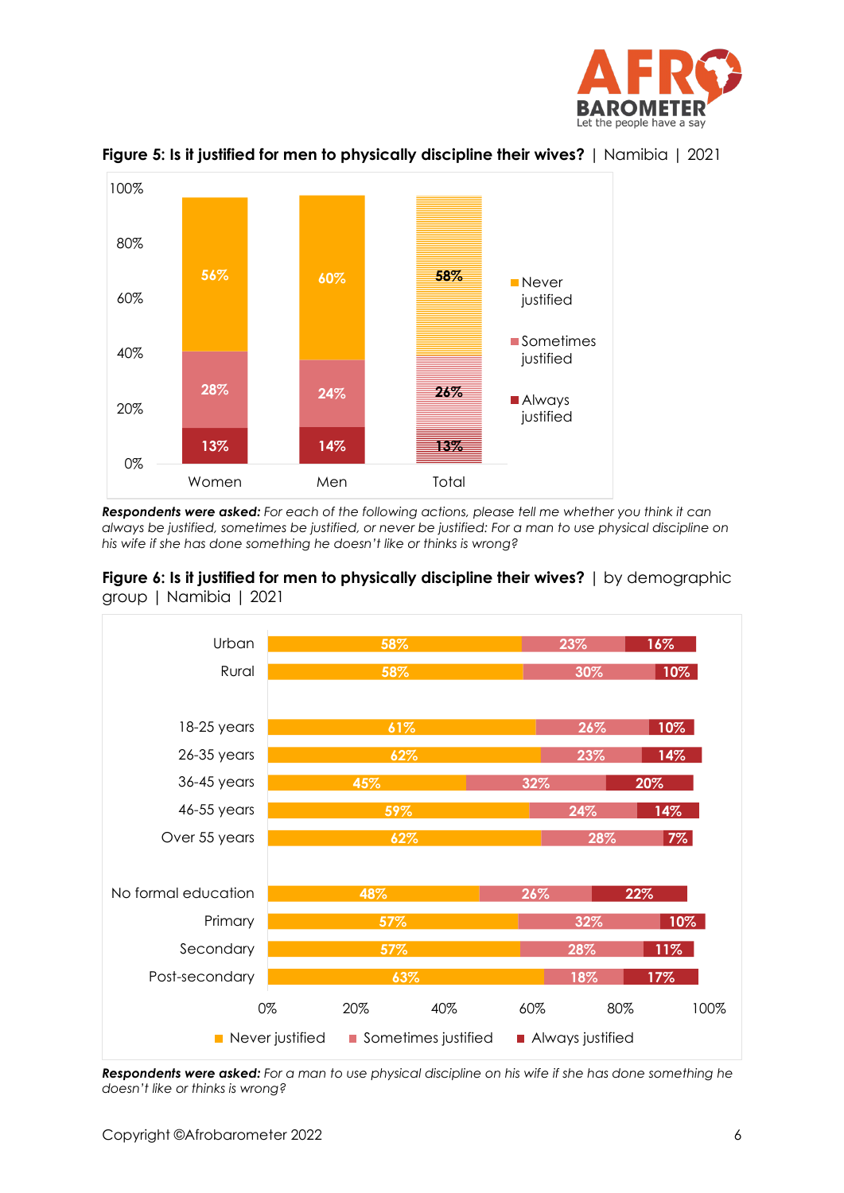**Figure 5: Is it justified for men to physically discipline their wives?** | Namibia | 2021

| | Women | Men | Total |
|---|---|---|---|
| Never justified | 56% | 60% | 58% |
| Sometimes justified | 28% | 24% | 26% |
| Always justified | 13% | 14% | 13% |

***Respondents were asked:*** *For each of the following actions, please tell me whether you think it can always be justified, sometimes be justified, or never be justified: For a man to use physical discipline on his wife if she has done something he doesn't like or thinks is wrong?*

**Figure 6: Is it justified for men to physically discipline their wives?** | by demographic group | Namibia | 2021

| | Never justified | Sometimes justified | Always justified |
|---|---|---|---|
| Urban | 58% | 23% | 16% |
| Rural | 58% | 30% | 10% |
| 18-25 years | 61% | 26% | 10% |
| 26-35 years | 62% | 23% | 14% |
| 36-45 years | 45% | 32% | 20% |
| 46-55 years | 59% | 24% | 14% |
| Over 55 years | 62% | 28% | 7% |
| No formal education | 48% | 26% | 22% |
| Primary | 57% | 32% | 10% |
| Secondary | 57% | 28% | 11% |
| Post-secondary | 63% | 18% | 17% |

***Respondents were asked:*** *For a man to use physical discipline on his wife if she has done something he doesn't like or thinks is wrong?*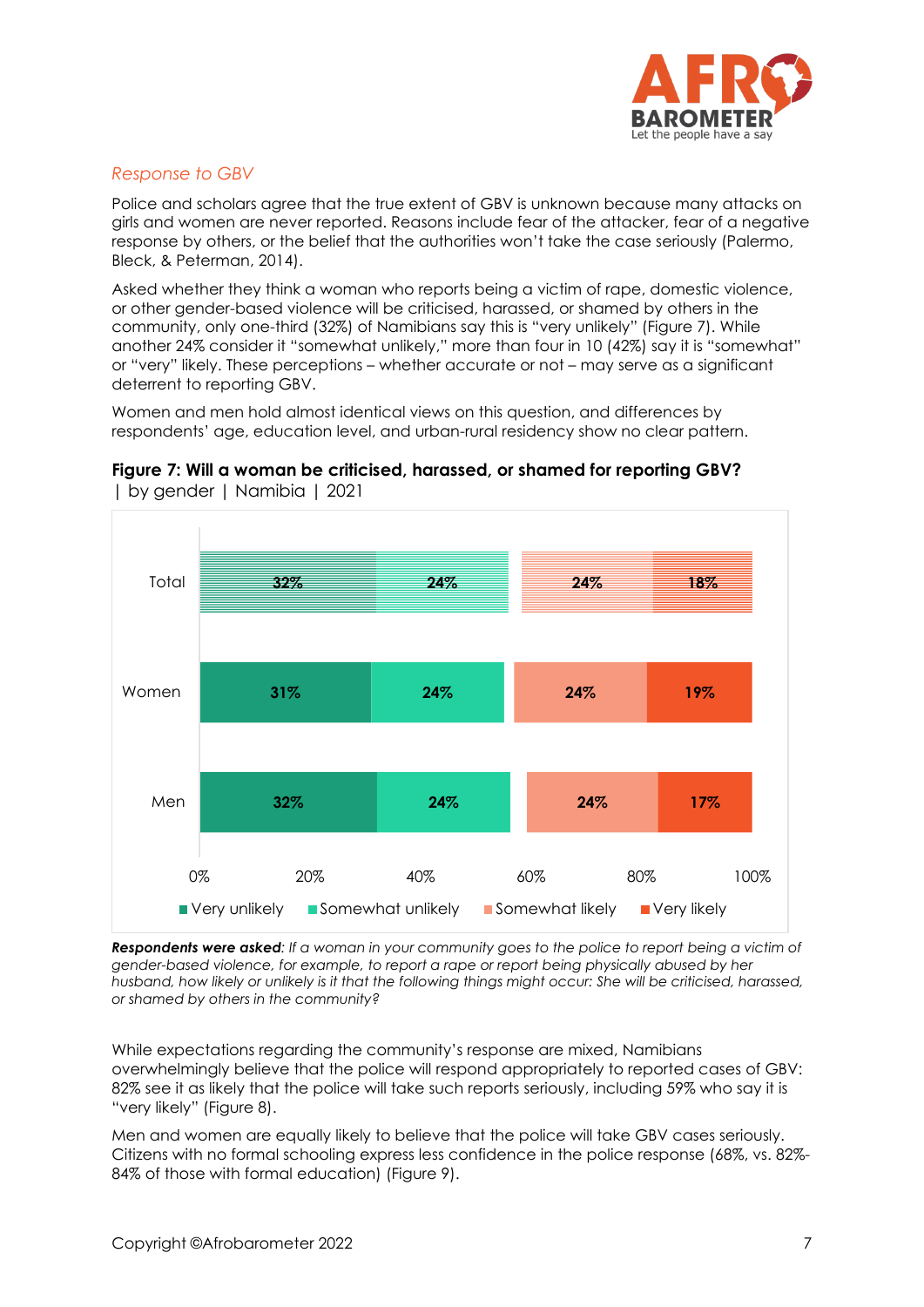### *Response to GBV*

Police and scholars agree that the true extent of GBV is unknown because many attacks on girls and women are never reported. Reasons include fear of the attacker, fear of a negative response by others, or the belief that the authorities won't take the case seriously (Palermo, Bleck, & Peterman, 2014).

Asked whether they think a woman who reports being a victim of rape, domestic violence, or other gender-based violence will be criticised, harassed, or shamed by others in the community, only one-third (32%) of Namibians say this is "very unlikely" (Figure 7). While another 24% consider it "somewhat unlikely," more than four in 10 (42%) say it is "somewhat" or "very" likely. These perceptions – whether accurate or not – may serve as a significant deterrent to reporting GBV.

Women and men hold almost identical views on this question, and differences by respondents' age, education level, and urban-rural residency show no clear pattern.

**Figure 7: Will a woman be criticised, harassed, or shamed for reporting GBV?** | by gender | Namibia | 2021

| | Very unlikely | Somewhat unlikely | Somewhat likely | Very likely |
|---|---|---|---|---|
| Total | 32% | 24% | 24% | 18% |
| Women | 31% | 24% | 24% | 19% |
| Men | 32% | 24% | 24% | 17% |

***Respondents were asked**: If a woman in your community goes to the police to report being a victim of gender-based violence, for example, to report a rape or report being physically abused by her husband, how likely or unlikely is it that the following things might occur: She will be criticised, harassed, or shamed by others in the community?*

While expectations regarding the community's response are mixed, Namibians overwhelmingly believe that the police will respond appropriately to reported cases of GBV: 82% see it as likely that the police will take such reports seriously, including 59% who say it is "very likely" (Figure 8).

Men and women are equally likely to believe that the police will take GBV cases seriously. Citizens with no formal schooling express less confidence in the police response (68%, vs. 82%-84% of those with formal education) (Figure 9).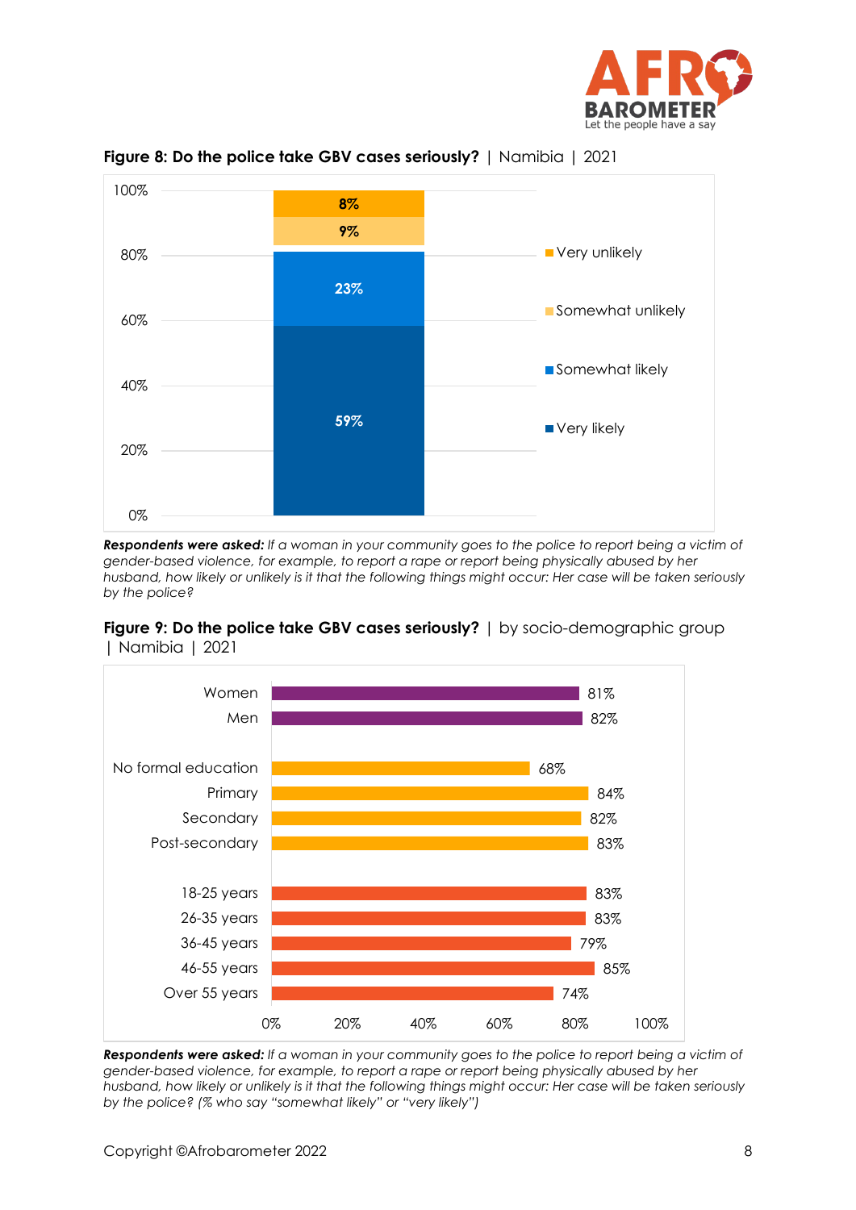**Figure 8: Do the police take GBV cases seriously?** | Namibia | 2021

| Response | % |
|---|---|
| Very unlikely | 8% |
| Somewhat unlikely | 9% |
| Somewhat likely | 23% |
| Very likely | 59% |

***Respondents were asked:*** *If a woman in your community goes to the police to report being a victim of gender-based violence, for example, to report a rape or report being physically abused by her husband, how likely or unlikely is it that the following things might occur: Her case will be taken seriously by the police?*

**Figure 9: Do the police take GBV cases seriously?** | by socio-demographic group | Namibia | 2021

| Group | % |
|---|---|
| Women | 81% |
| Men | 82% |
| No formal education | 68% |
| Primary | 84% |
| Secondary | 82% |
| Post-secondary | 83% |
| 18-25 years | 83% |
| 26-35 years | 83% |
| 36-45 years | 79% |
| 46-55 years | 85% |
| Over 55 years | 74% |

***Respondents were asked:*** *If a woman in your community goes to the police to report being a victim of gender-based violence, for example, to report a rape or report being physically abused by her husband, how likely or unlikely is it that the following things might occur: Her case will be taken seriously by the police? (% who say "somewhat likely" or "very likely")*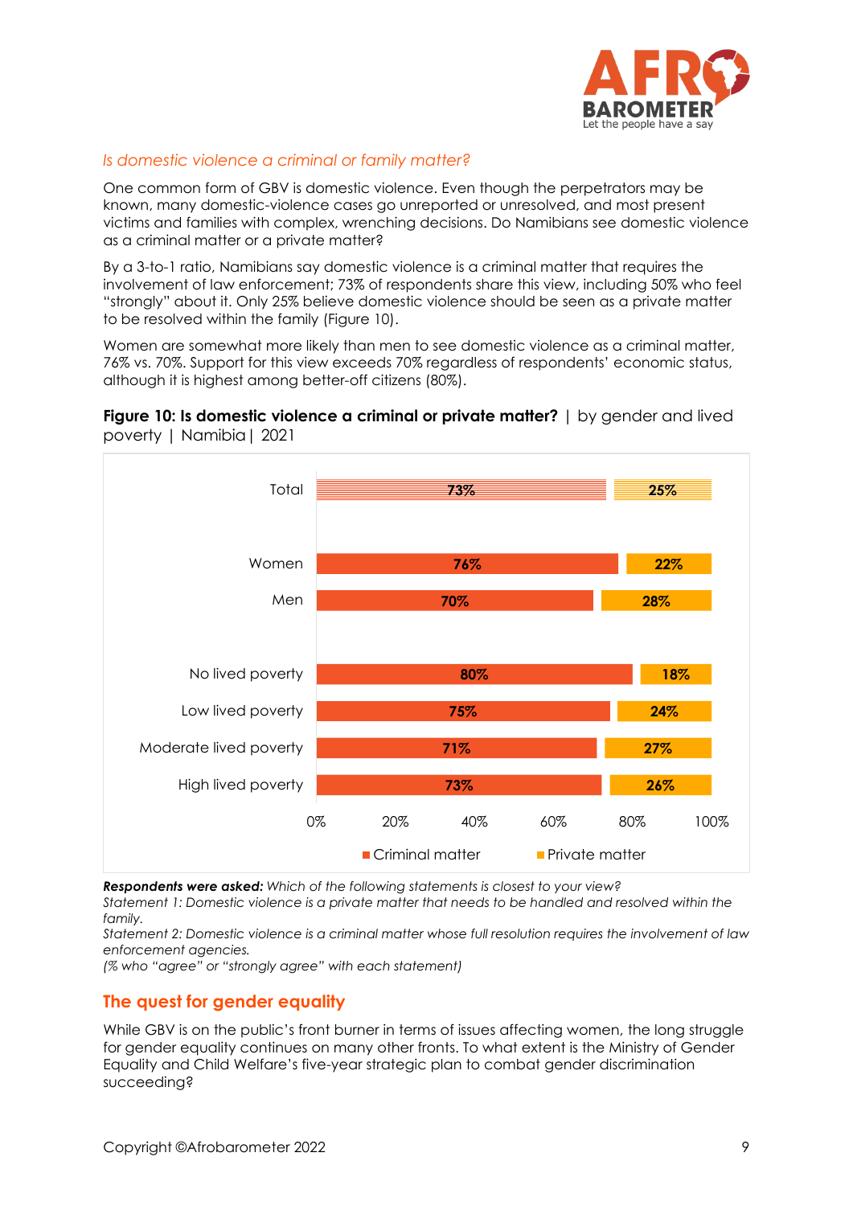*Is domestic violence a criminal or family matter?*

One common form of GBV is domestic violence. Even though the perpetrators may be known, many domestic-violence cases go unreported or unresolved, and most present victims and families with complex, wrenching decisions. Do Namibians see domestic violence as a criminal matter or a private matter?

By a 3-to-1 ratio, Namibians say domestic violence is a criminal matter that requires the involvement of law enforcement; 73% of respondents share this view, including 50% who feel "strongly" about it. Only 25% believe domestic violence should be seen as a private matter to be resolved within the family (Figure 10).

Women are somewhat more likely than men to see domestic violence as a criminal matter, 76% vs. 70%. Support for this view exceeds 70% regardless of respondents' economic status, although it is highest among better-off citizens (80%).

**Figure 10: Is domestic violence a criminal or private matter?** | by gender and lived poverty | Namibia | 2021

| | Criminal matter | Private matter |
|---|---|---|
| Total | 73% | 25% |
| Women | 76% | 22% |
| Men | 70% | 28% |
| No lived poverty | 80% | 18% |
| Low lived poverty | 75% | 24% |
| Moderate lived poverty | 71% | 27% |
| High lived poverty | 73% | 26% |

***Respondents were asked:*** *Which of the following statements is closest to your view?*
*Statement 1: Domestic violence is a private matter that needs to be handled and resolved within the family.*
*Statement 2: Domestic violence is a criminal matter whose full resolution requires the involvement of law enforcement agencies.*
*(% who "agree" or "strongly agree" with each statement)*

## The quest for gender equality

While GBV is on the public's front burner in terms of issues affecting women, the long struggle for gender equality continues on many other fronts. To what extent is the Ministry of Gender Equality and Child Welfare's five-year strategic plan to combat gender discrimination succeeding?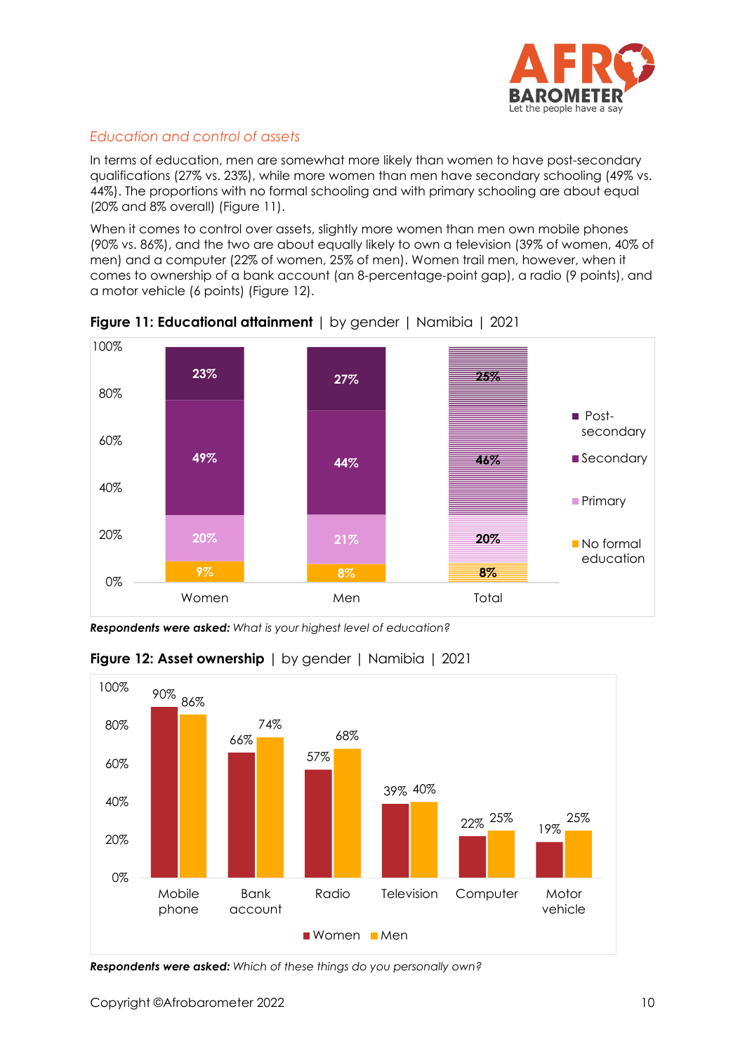### Education and control of assets

In terms of education, men are somewhat more likely than women to have post-secondary qualifications (27% vs. 23%), while more women than men have secondary schooling (49% vs. 44%). The proportions with no formal schooling and with primary schooling are about equal (20% and 8% overall) (Figure 11).

When it comes to control over assets, slightly more women than men own mobile phones (90% vs. 86%), and the two are about equally likely to own a television (39% of women, 40% of men) and a computer (22% of women, 25% of men). Women trail men, however, when it comes to ownership of a bank account (an 8-percentage-point gap), a radio (9 points), and a motor vehicle (6 points) (Figure 12).

**Figure 11: Educational attainment** | by gender | Namibia | 2021

| | Women | Men | Total |
|---|---|---|---|
| Post-secondary | 23% | 27% | 25% |
| Secondary | 49% | 44% | 46% |
| Primary | 20% | 21% | 20% |
| No formal education | 9% | 8% | 8% |

***Respondents were asked:*** *What is your highest level of education?*

**Figure 12: Asset ownership** | by gender | Namibia | 2021

| | Women | Men |
|---|---|---|
| Mobile phone | 90% | 86% |
| Bank account | 66% | 74% |
| Radio | 57% | 68% |
| Television | 39% | 40% |
| Computer | 22% | 25% |
| Motor vehicle | 19% | 25% |

***Respondents were asked:*** *Which of these things do you personally own?*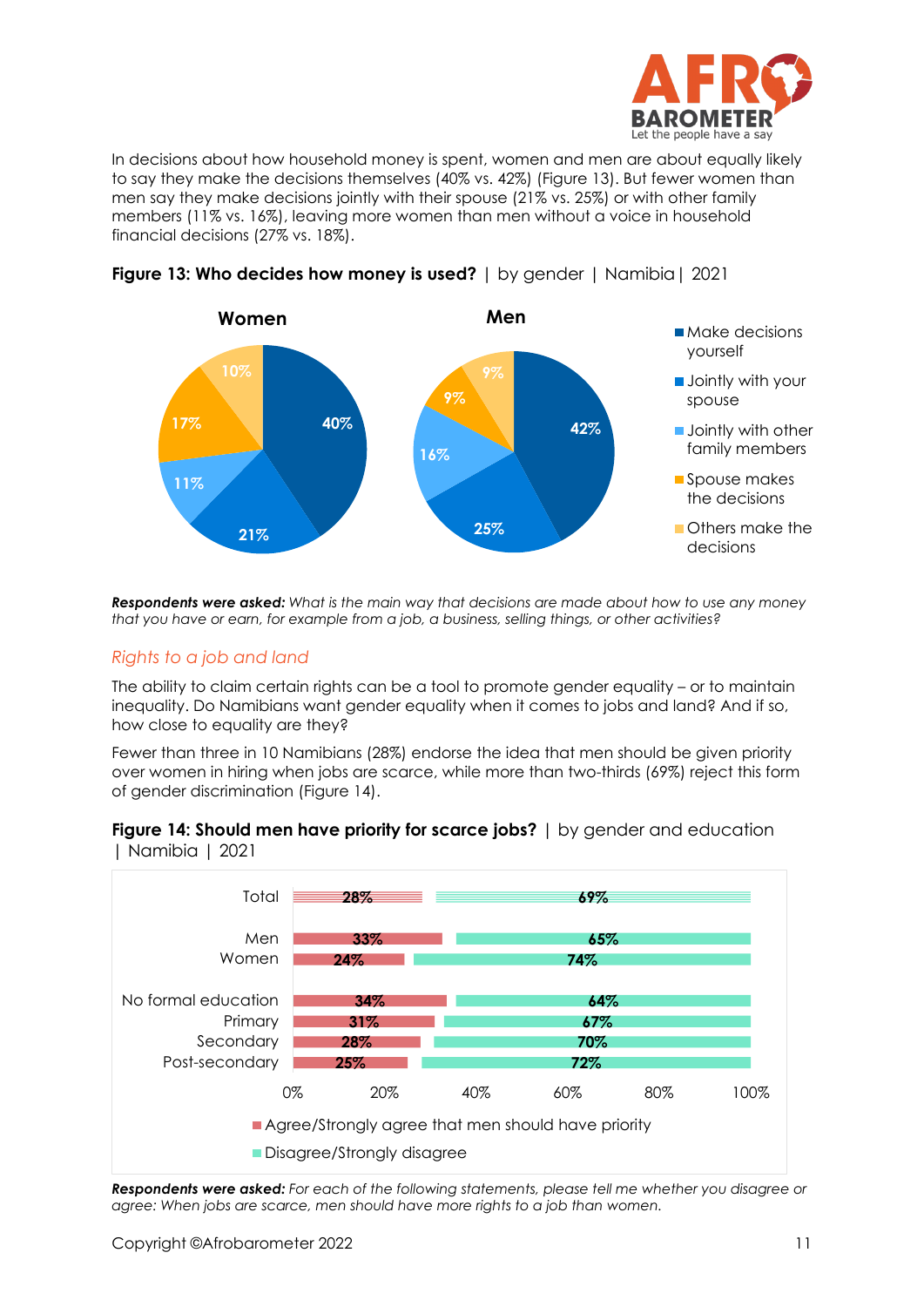In decisions about how household money is spent, women and men are about equally likely to say they make the decisions themselves (40% vs. 42%) (Figure 13). But fewer women than men say they make decisions jointly with their spouse (21% vs. 25%) or with other family members (11% vs. 16%), leaving more women than men without a voice in household financial decisions (27% vs. 18%).

**Figure 13: Who decides how money is used?** | by gender | Namibia | 2021

| | Women | Men |
|---|---|---|
| Make decisions yourself | 40% | 42% |
| Jointly with your spouse | 21% | 25% |
| Jointly with other family members | 11% | 16% |
| Spouse makes the decisions | 17% | 9% |
| Others make the decisions | 10% | 9% |

***Respondents were asked:*** *What is the main way that decisions are made about how to use any money that you have or earn, for example from a job, a business, selling things, or other activities?*

## *Rights to a job and land*

The ability to claim certain rights can be a tool to promote gender equality – or to maintain inequality. Do Namibians want gender equality when it comes to jobs and land? And if so, how close to equality are they?

Fewer than three in 10 Namibians (28%) endorse the idea that men should be given priority over women in hiring when jobs are scarce, while more than two-thirds (69%) reject this form of gender discrimination (Figure 14).

**Figure 14: Should men have priority for scarce jobs?** | by gender and education | Namibia | 2021

| | Agree/Strongly agree that men should have priority | Disagree/Strongly disagree |
|---|---|---|
| Total | 28% | 69% |
| Men | 33% | 65% |
| Women | 24% | 74% |
| No formal education | 34% | 64% |
| Primary | 31% | 67% |
| Secondary | 28% | 70% |
| Post-secondary | 25% | 72% |

***Respondents were asked:*** *For each of the following statements, please tell me whether you disagree or agree: When jobs are scarce, men should have more rights to a job than women.*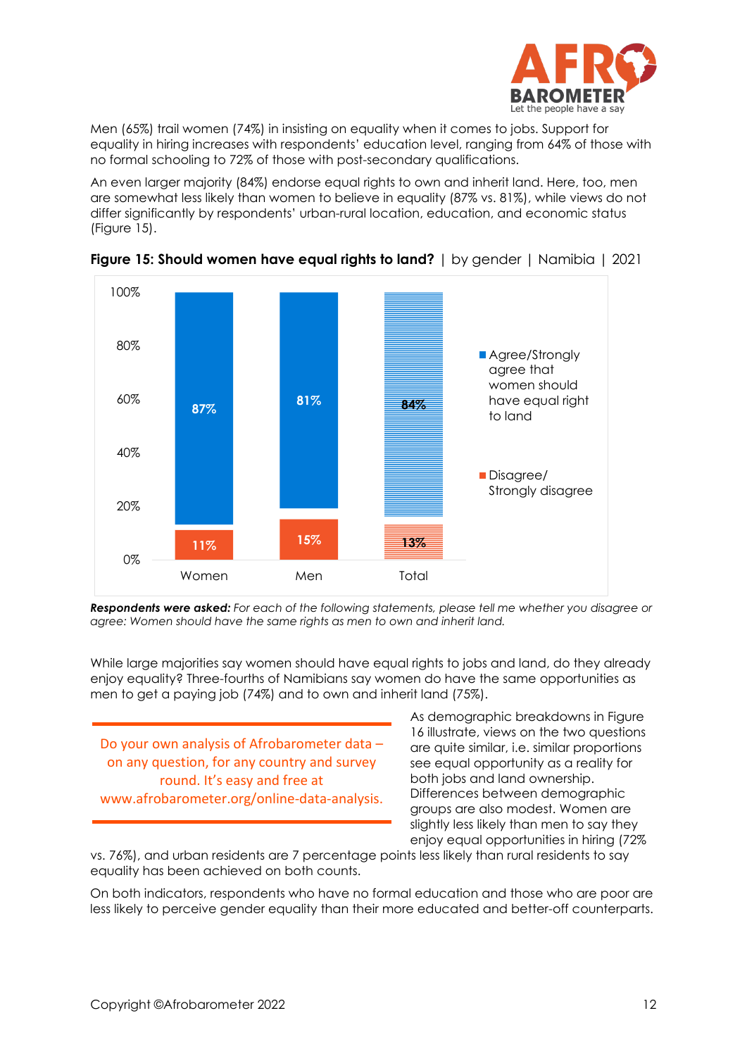Men (65%) trail women (74%) in insisting on equality when it comes to jobs. Support for equality in hiring increases with respondents' education level, ranging from 64% of those with no formal schooling to 72% of those with post-secondary qualifications.

An even larger majority (84%) endorse equal rights to own and inherit land. Here, too, men are somewhat less likely than women to believe in equality (87% vs. 81%), while views do not differ significantly by respondents' urban-rural location, education, and economic status (Figure 15).

**Figure 15: Should women have equal rights to land?** | by gender | Namibia | 2021

| | Women | Men | Total |
|---|---|---|---|
| Agree/Strongly agree that women should have equal right to land | 87% | 81% | 84% |
| Disagree/ Strongly disagree | 11% | 15% | 13% |

***Respondents were asked:*** *For each of the following statements, please tell me whether you disagree or agree: Women should have the same rights as men to own and inherit land.*

While large majorities say women should have equal rights to jobs and land, do they already enjoy equality? Three-fourths of Namibians say women do have the same opportunities as men to get a paying job (74%) and to own and inherit land (75%).

Do your own analysis of Afrobarometer data – on any question, for any country and survey round. It's easy and free at www.afrobarometer.org/online-data-analysis.

As demographic breakdowns in Figure 16 illustrate, views on the two questions are quite similar, i.e. similar proportions see equal opportunity as a reality for both jobs and land ownership. Differences between demographic groups are also modest. Women are slightly less likely than men to say they enjoy equal opportunities in hiring (72% vs. 76%), and urban residents are 7 percentage points less likely than rural residents to say equality has been achieved on both counts.

On both indicators, respondents who have no formal education and those who are poor are less likely to perceive gender equality than their more educated and better-off counterparts.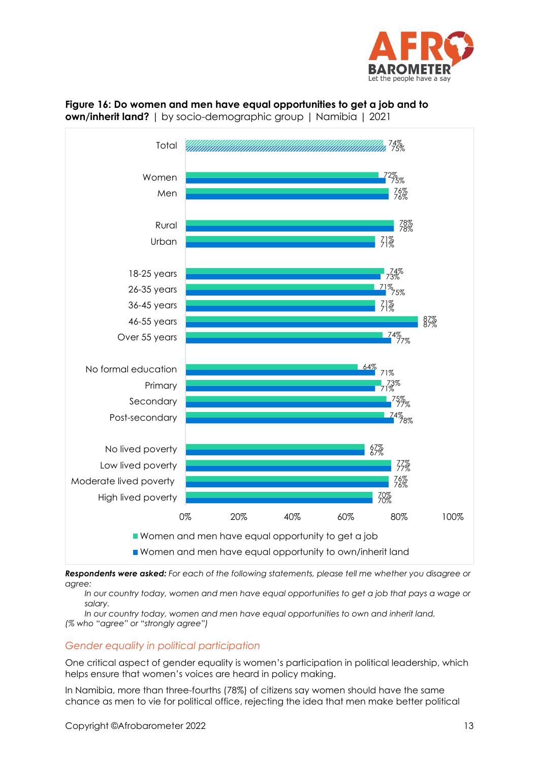**Figure 16: Do women and men have equal opportunities to get a job and to own/inherit land?** | by socio-demographic group | Namibia | 2021

| Group | Women and men have equal opportunity to get a job | Women and men have equal opportunity to own/inherit land |
|---|---|---|
| Total | 74% | 75% |
| Women | 72% | 75% |
| Men | 76% | 76% |
| Rural | 78% | 78% |
| Urban | 71% | 71% |
| 18-25 years | 74% | 73% |
| 26-35 years | 71% | 75% |
| 36-45 years | 71% | 71% |
| 46-55 years | 87% | 87% |
| Over 55 years | 74% | 77% |
| No formal education | 64% | 71% |
| Primary | 73% | 71% |
| Secondary | 75% | 77% |
| Post-secondary | 74% | 78% |
| No lived poverty | 67% | 67% |
| Low lived poverty | 77% | 77% |
| Moderate lived poverty | 76% | 76% |
| High lived poverty | 70% | 70% |

***Respondents were asked:*** *For each of the following statements, please tell me whether you disagree or agree:*

*In our country today, women and men have equal opportunities to get a job that pays a wage or salary.*

*In our country today, women and men have equal opportunities to own and inherit land.*

*(% who "agree" or "strongly agree")*

## *Gender equality in political participation*

One critical aspect of gender equality is women's participation in political leadership, which helps ensure that women's voices are heard in policy making.

In Namibia, more than three-fourths (78%) of citizens say women should have the same chance as men to vie for political office, rejecting the idea that men make better political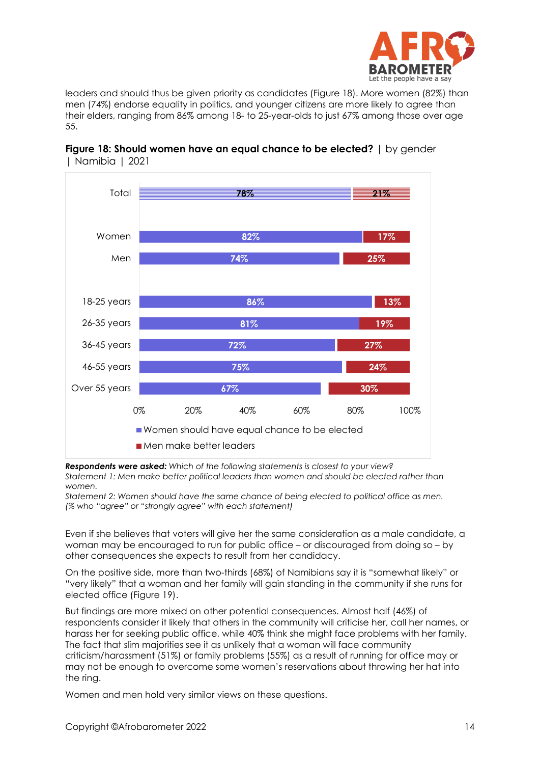leaders and should thus be given priority as candidates (Figure 18). More women (82%) than men (74%) endorse equality in politics, and younger citizens are more likely to agree than their elders, ranging from 86% among 18- to 25-year-olds to just 67% among those over age 55.

**Figure 18: Should women have an equal chance to be elected?** | by gender | Namibia | 2021

| | Women should have equal chance to be elected | Men make better leaders |
|---|---|---|
| Total | 78% | 21% |
| Women | 82% | 17% |
| Men | 74% | 25% |
| 18-25 years | 86% | 13% |
| 26-35 years | 81% | 19% |
| 36-45 years | 72% | 27% |
| 46-55 years | 75% | 24% |
| Over 55 years | 67% | 30% |

***Respondents were asked:*** *Which of the following statements is closest to your view?*
*Statement 1: Men make better political leaders than women and should be elected rather than women.*
*Statement 2: Women should have the same chance of being elected to political office as men.*
*(% who "agree" or "strongly agree" with each statement)*

Even if she believes that voters will give her the same consideration as a male candidate, a woman may be encouraged to run for public office – or discouraged from doing so – by other consequences she expects to result from her candidacy.

On the positive side, more than two-thirds (68%) of Namibians say it is "somewhat likely" or "very likely" that a woman and her family will gain standing in the community if she runs for elected office (Figure 19).

But findings are more mixed on other potential consequences. Almost half (46%) of respondents consider it likely that others in the community will criticise her, call her names, or harass her for seeking public office, while 40% think she might face problems with her family. The fact that slim majorities see it as unlikely that a woman will face community criticism/harassment (51%) or family problems (55%) as a result of running for office may or may not be enough to overcome some women's reservations about throwing her hat into the ring.

Women and men hold very similar views on these questions.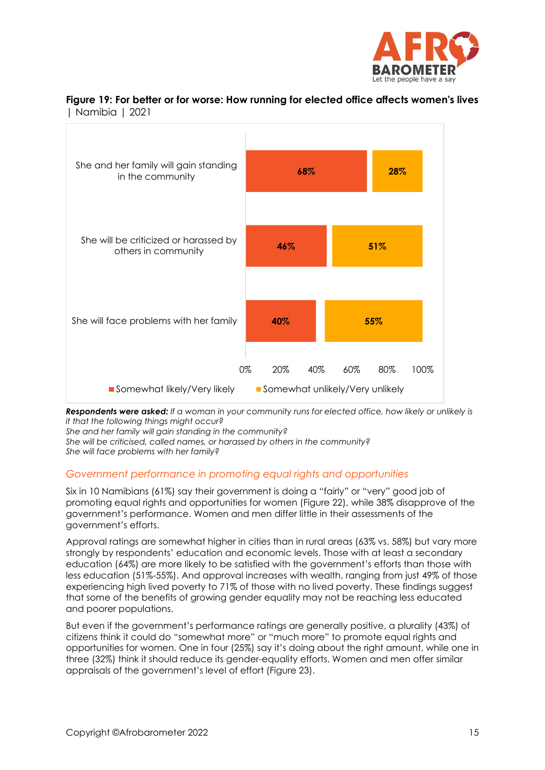**Figure 19: For better or for worse: How running for elected office affects women's lives** | Namibia | 2021

| | Somewhat likely/Very likely | Somewhat unlikely/Very unlikely |
|---|---|---|
| She and her family will gain standing in the community | 68% | 28% |
| She will be criticized or harassed by others in community | 46% | 51% |
| She will face problems with her family | 40% | 55% |

***Respondents were asked:*** *If a woman in your community runs for elected office, how likely or unlikely is it that the following things might occur?*
*She and her family will gain standing in the community?*
*She will be criticised, called names, or harassed by others in the community?*
*She will face problems with her family?*

### Government performance in promoting equal rights and opportunities

Six in 10 Namibians (61%) say their government is doing a "fairly" or "very" good job of promoting equal rights and opportunities for women (Figure 22), while 38% disapprove of the government's performance. Women and men differ little in their assessments of the government's efforts.

Approval ratings are somewhat higher in cities than in rural areas (63% vs. 58%) but vary more strongly by respondents' education and economic levels. Those with at least a secondary education (64%) are more likely to be satisfied with the government's efforts than those with less education (51%-55%). And approval increases with wealth, ranging from just 49% of those experiencing high lived poverty to 71% of those with no lived poverty. These findings suggest that some of the benefits of growing gender equality may not be reaching less educated and poorer populations.

But even if the government's performance ratings are generally positive, a plurality (43%) of citizens think it could do "somewhat more" or "much more" to promote equal rights and opportunities for women. One in four (25%) say it's doing about the right amount, while one in three (32%) think it should reduce its gender-equality efforts. Women and men offer similar appraisals of the government's level of effort (Figure 23).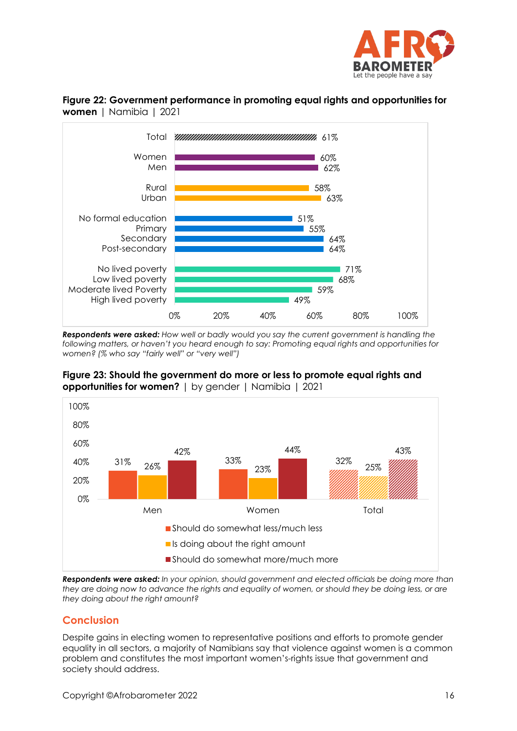**Figure 22: Government performance in promoting equal rights and opportunities for women** | Namibia | 2021

| Group | % |
|---|---|
| Total | 61% |
| Women | 60% |
| Men | 62% |
| Rural | 58% |
| Urban | 63% |
| No formal education | 51% |
| Primary | 55% |
| Secondary | 64% |
| Post-secondary | 64% |
| No lived poverty | 71% |
| Low lived poverty | 68% |
| Moderate lived Poverty | 59% |
| High lived poverty | 49% |

***Respondents were asked:*** *How well or badly would you say the current government is handling the following matters, or haven't you heard enough to say: Promoting equal rights and opportunities for women? (% who say "fairly well" or "very well")*

**Figure 23: Should the government do more or less to promote equal rights and opportunities for women?** | by gender | Namibia | 2021

| | Should do somewhat less/much less | Is doing about the right amount | Should do somewhat more/much more |
|---|---|---|---|
| Men | 31% | 26% | 42% |
| Women | 33% | 23% | 44% |
| Total | 32% | 25% | 43% |

***Respondents were asked:*** *In your opinion, should government and elected officials be doing more than they are doing now to advance the rights and equality of women, or should they be doing less, or are they doing about the right amount?*

## Conclusion

Despite gains in electing women to representative positions and efforts to promote gender equality in all sectors, a majority of Namibians say that violence against women is a common problem and constitutes the most important women's-rights issue that government and society should address.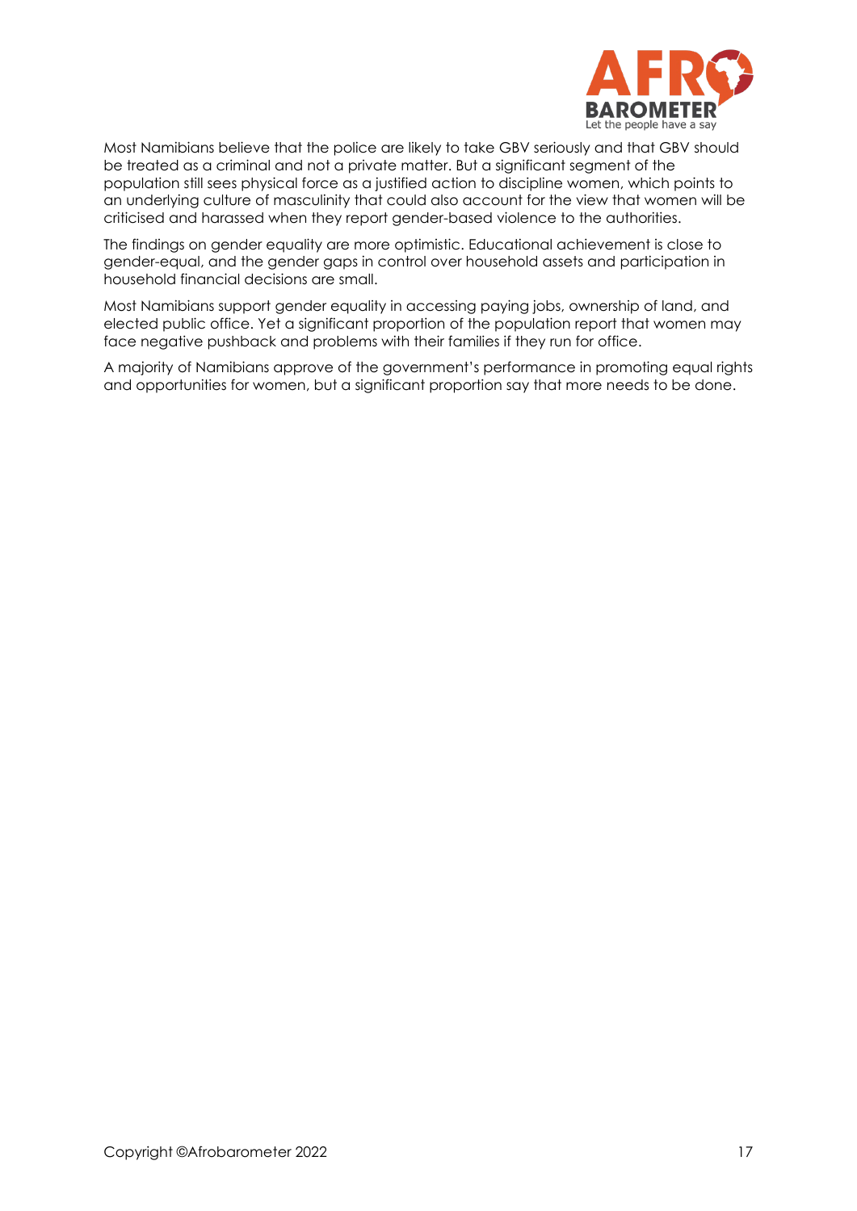Most Namibians believe that the police are likely to take GBV seriously and that GBV should be treated as a criminal and not a private matter. But a significant segment of the population still sees physical force as a justified action to discipline women, which points to an underlying culture of masculinity that could also account for the view that women will be criticised and harassed when they report gender-based violence to the authorities.

The findings on gender equality are more optimistic. Educational achievement is close to gender-equal, and the gender gaps in control over household assets and participation in household financial decisions are small.

Most Namibians support gender equality in accessing paying jobs, ownership of land, and elected public office. Yet a significant proportion of the population report that women may face negative pushback and problems with their families if they run for office.

A majority of Namibians approve of the government's performance in promoting equal rights and opportunities for women, but a significant proportion say that more needs to be done.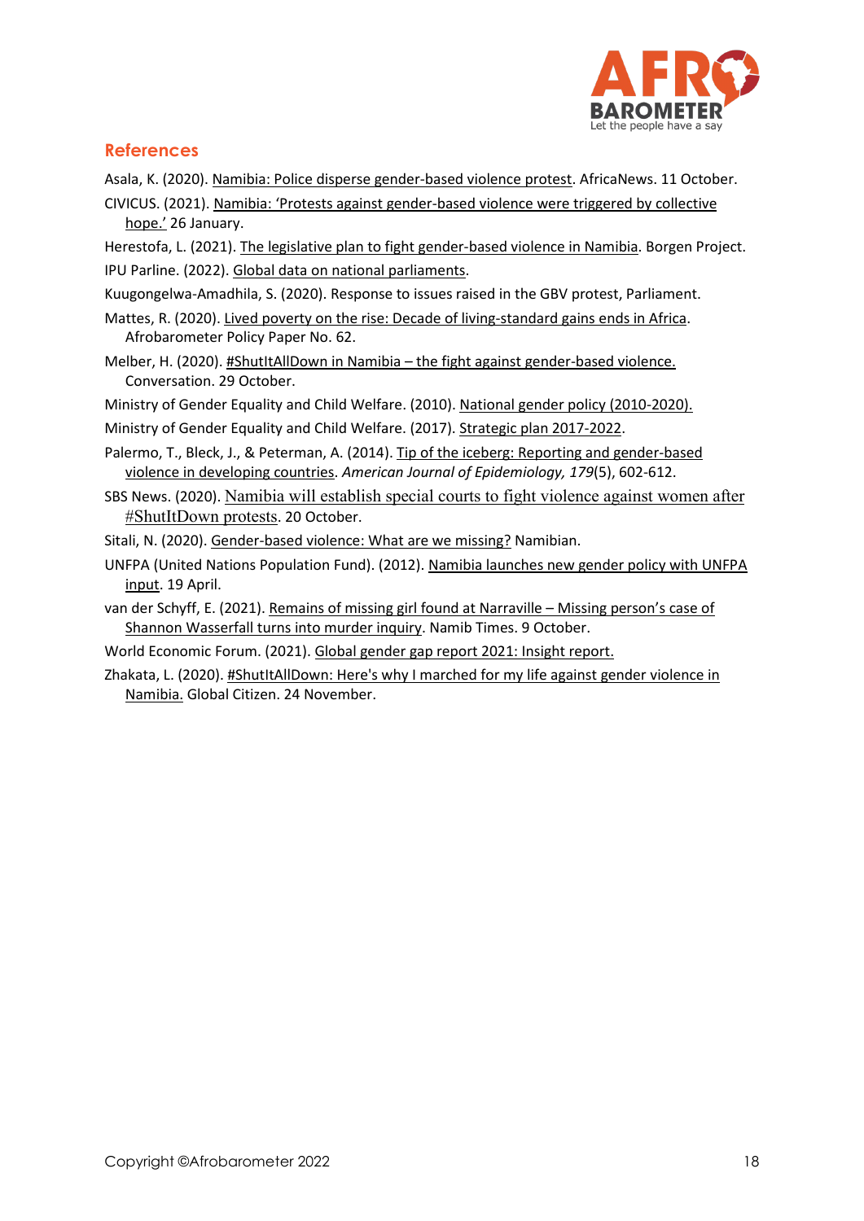## References

Asala, K. (2020). Namibia: Police disperse gender-based violence protest. AfricaNews. 11 October.

CIVICUS. (2021). Namibia: 'Protests against gender-based violence were triggered by collective hope.' 26 January.

Herestofa, L. (2021). The legislative plan to fight gender-based violence in Namibia. Borgen Project.

IPU Parline. (2022). Global data on national parliaments.

Kuugongelwa-Amadhila, S. (2020). Response to issues raised in the GBV protest, Parliament.

Mattes, R. (2020). Lived poverty on the rise: Decade of living-standard gains ends in Africa. Afrobarometer Policy Paper No. 62.

Melber, H. (2020). #ShutItAllDown in Namibia – the fight against gender-based violence. Conversation. 29 October.

Ministry of Gender Equality and Child Welfare. (2010). National gender policy (2010-2020).

Ministry of Gender Equality and Child Welfare. (2017). Strategic plan 2017-2022.

Palermo, T., Bleck, J., & Peterman, A. (2014). Tip of the iceberg: Reporting and gender-based violence in developing countries. *American Journal of Epidemiology, 179*(5), 602-612.

SBS News. (2020). Namibia will establish special courts to fight violence against women after #ShutItDown protests. 20 October.

Sitali, N. (2020). Gender-based violence: What are we missing? Namibian.

UNFPA (United Nations Population Fund). (2012). Namibia launches new gender policy with UNFPA input. 19 April.

van der Schyff, E. (2021). Remains of missing girl found at Narraville – Missing person's case of Shannon Wasserfall turns into murder inquiry. Namib Times. 9 October.

World Economic Forum. (2021). Global gender gap report 2021: Insight report.

Zhakata, L. (2020). #ShutItAllDown: Here's why I marched for my life against gender violence in Namibia. Global Citizen. 24 November.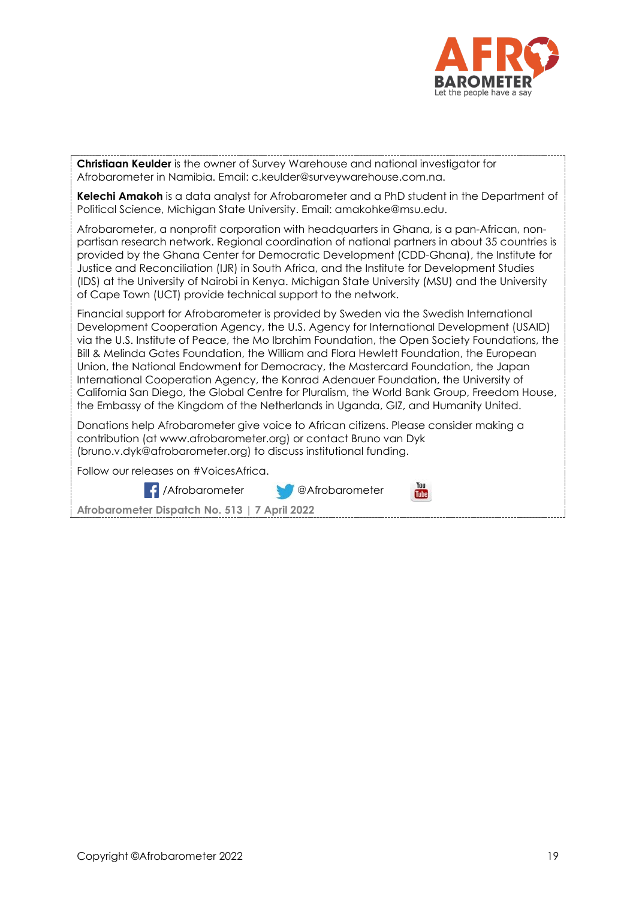**Christiaan Keulder** is the owner of Survey Warehouse and national investigator for Afrobarometer in Namibia. Email: c.keulder@surveywarehouse.com.na.

**Kelechi Amakoh** is a data analyst for Afrobarometer and a PhD student in the Department of Political Science, Michigan State University. Email: amakohke@msu.edu.

Afrobarometer, a nonprofit corporation with headquarters in Ghana, is a pan-African, non-partisan research network. Regional coordination of national partners in about 35 countries is provided by the Ghana Center for Democratic Development (CDD-Ghana), the Institute for Justice and Reconciliation (IJR) in South Africa, and the Institute for Development Studies (IDS) at the University of Nairobi in Kenya. Michigan State University (MSU) and the University of Cape Town (UCT) provide technical support to the network.

Financial support for Afrobarometer is provided by Sweden via the Swedish International Development Cooperation Agency, the U.S. Agency for International Development (USAID) via the U.S. Institute of Peace, the Mo Ibrahim Foundation, the Open Society Foundations, the Bill & Melinda Gates Foundation, the William and Flora Hewlett Foundation, the European Union, the National Endowment for Democracy, the Mastercard Foundation, the Japan International Cooperation Agency, the Konrad Adenauer Foundation, the University of California San Diego, the Global Centre for Pluralism, the World Bank Group, Freedom House, the Embassy of the Kingdom of the Netherlands in Uganda, GIZ, and Humanity United.

Donations help Afrobarometer give voice to African citizens. Please consider making a contribution (at www.afrobarometer.org) or contact Bruno van Dyk (bruno.v.dyk@afrobarometer.org) to discuss institutional funding.

Follow our releases on #VoicesAfrica.

/Afrobarometer @Afrobarometer

**Afrobarometer Dispatch No. 513 | 7 April 2022**

Copyright ©Afrobarometer 2022